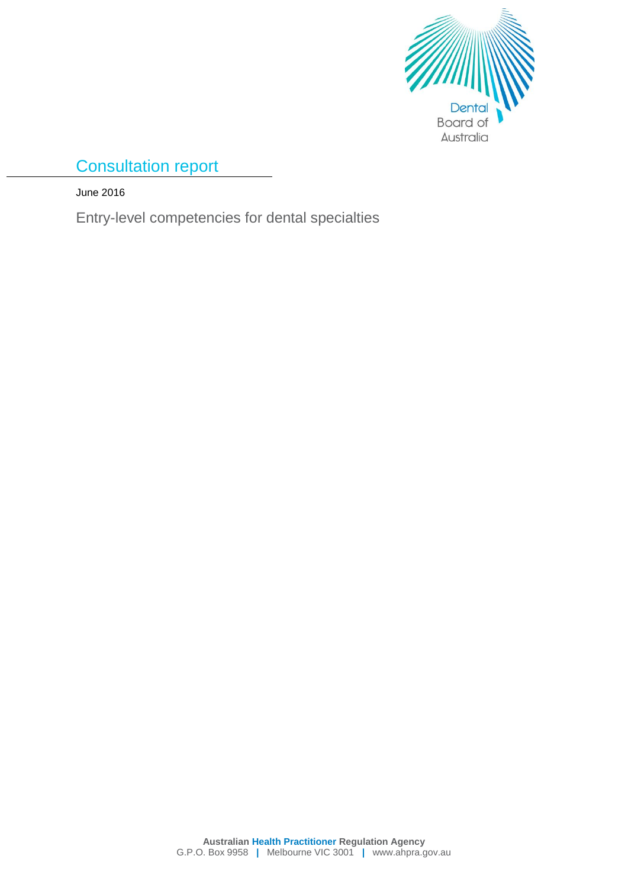Dental Board of Australia

# Consultation report

June 2016

## Entry-level competencies for dental specialties

**Australian Health Practitioner Regulation Agency**
G.P.O. Box 9958 | Melbourne VIC 3001 | www.ahpra.gov.au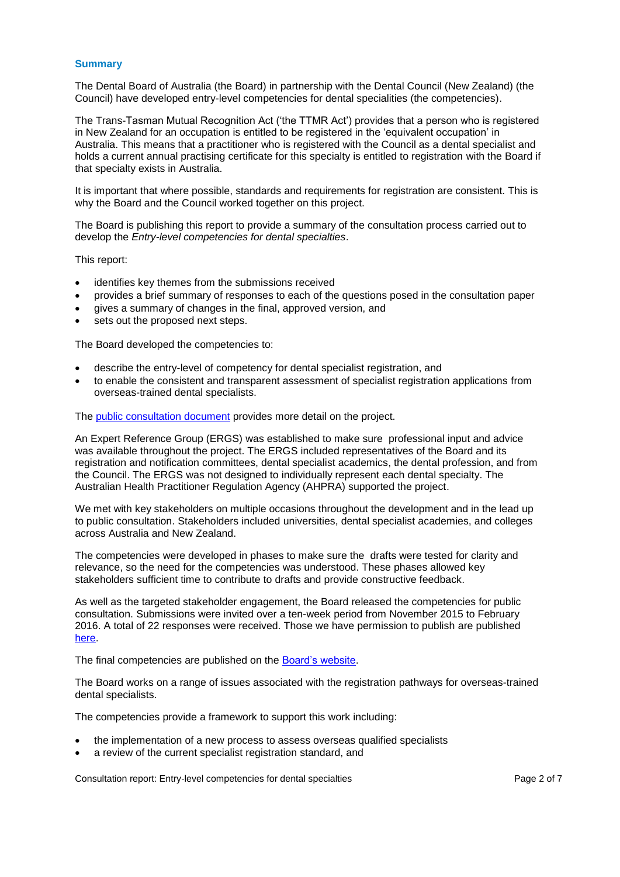## Summary

The Dental Board of Australia (the Board) in partnership with the Dental Council (New Zealand) (the Council) have developed entry-level competencies for dental specialities (the competencies).

The Trans-Tasman Mutual Recognition Act ('the TTMR Act') provides that a person who is registered in New Zealand for an occupation is entitled to be registered in the 'equivalent occupation' in Australia. This means that a practitioner who is registered with the Council as a dental specialist and holds a current annual practising certificate for this specialty is entitled to registration with the Board if that specialty exists in Australia.

It is important that where possible, standards and requirements for registration are consistent. This is why the Board and the Council worked together on this project.

The Board is publishing this report to provide a summary of the consultation process carried out to develop the *Entry-level competencies for dental specialties*.

This report:

- identifies key themes from the submissions received
- provides a brief summary of responses to each of the questions posed in the consultation paper
- gives a summary of changes in the final, approved version, and
- sets out the proposed next steps.

The Board developed the competencies to:

- describe the entry-level of competency for dental specialist registration, and
- to enable the consistent and transparent assessment of specialist registration applications from overseas-trained dental specialists.

The [public consultation document] provides more detail on the project.

An Expert Reference Group (ERGS) was established to make sure professional input and advice was available throughout the project. The ERGS included representatives of the Board and its registration and notification committees, dental specialist academics, the dental profession, and from the Council. The ERGS was not designed to individually represent each dental specialty. The Australian Health Practitioner Regulation Agency (AHPRA) supported the project.

We met with key stakeholders on multiple occasions throughout the development and in the lead up to public consultation. Stakeholders included universities, dental specialist academies, and colleges across Australia and New Zealand.

The competencies were developed in phases to make sure the drafts were tested for clarity and relevance, so the need for the competencies was understood. These phases allowed key stakeholders sufficient time to contribute to drafts and provide constructive feedback.

As well as the targeted stakeholder engagement, the Board released the competencies for public consultation. Submissions were invited over a ten-week period from November 2015 to February 2016. A total of 22 responses were received. Those we have permission to publish are published [here].

The final competencies are published on the [Board's website].

The Board works on a range of issues associated with the registration pathways for overseas-trained dental specialists.

The competencies provide a framework to support this work including:

- the implementation of a new process to assess overseas qualified specialists
- a review of the current specialist registration standard, and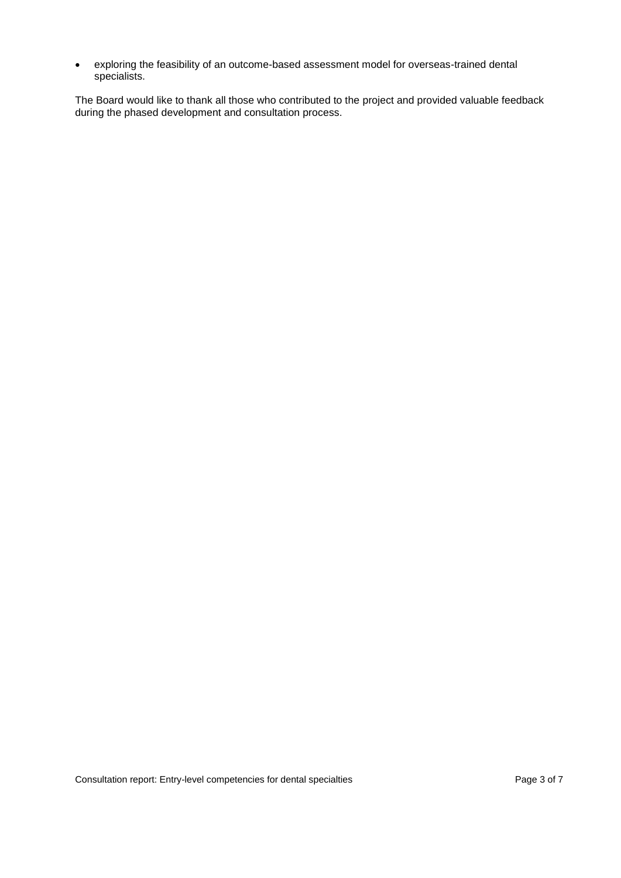- exploring the feasibility of an outcome-based assessment model for overseas-trained dental specialists.

The Board would like to thank all those who contributed to the project and provided valuable feedback during the phased development and consultation process.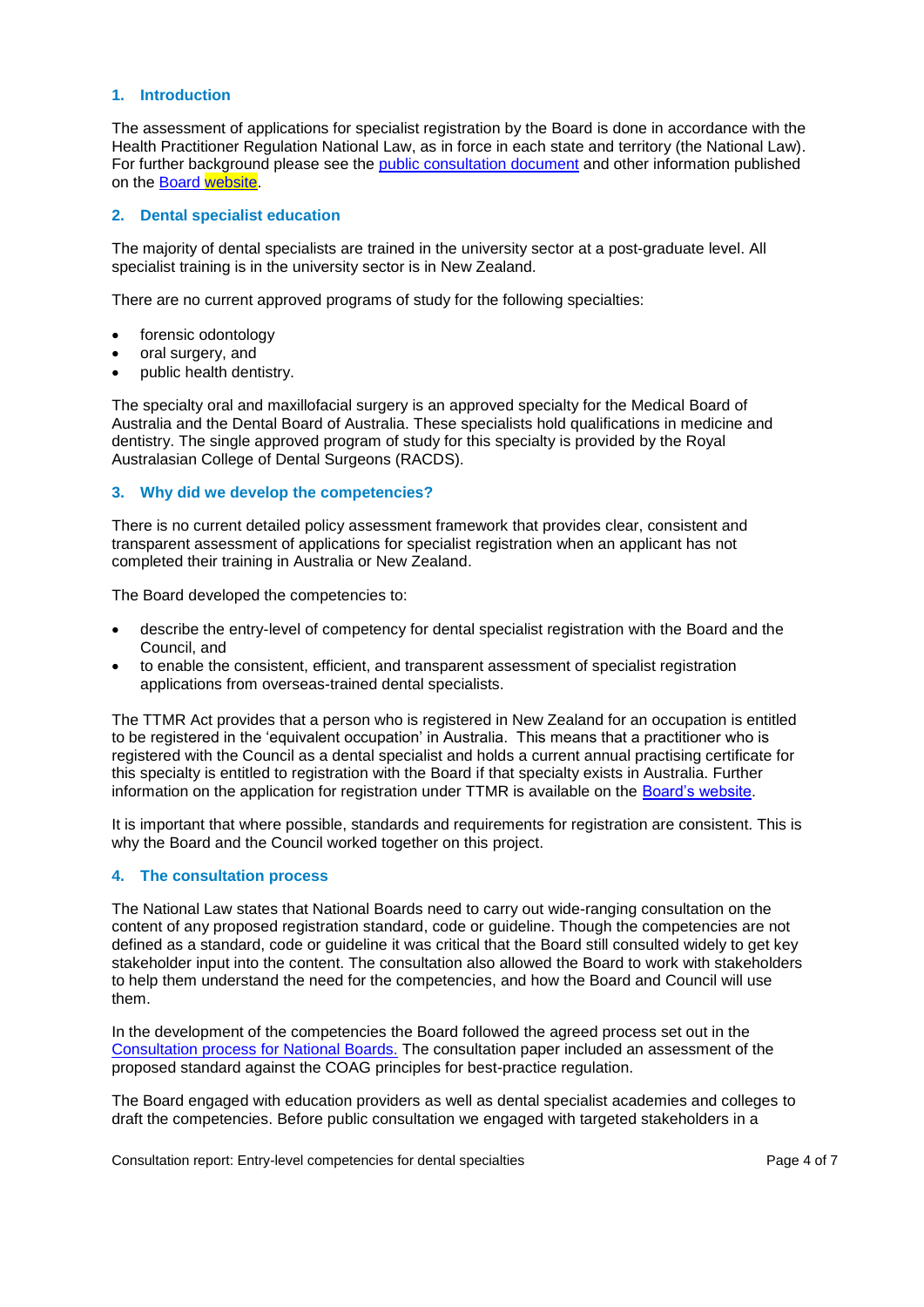## 1. Introduction

The assessment of applications for specialist registration by the Board is done in accordance with the Health Practitioner Regulation National Law, as in force in each state and territory (the National Law). For further background please see the public consultation document and other information published on the Board website.

## 2. Dental specialist education

The majority of dental specialists are trained in the university sector at a post-graduate level. All specialist training is in the university sector is in New Zealand.

There are no current approved programs of study for the following specialties:

- forensic odontology
- oral surgery, and
- public health dentistry.

The specialty oral and maxillofacial surgery is an approved specialty for the Medical Board of Australia and the Dental Board of Australia. These specialists hold qualifications in medicine and dentistry. The single approved program of study for this specialty is provided by the Royal Australasian College of Dental Surgeons (RACDS).

## 3. Why did we develop the competencies?

There is no current detailed policy assessment framework that provides clear, consistent and transparent assessment of applications for specialist registration when an applicant has not completed their training in Australia or New Zealand.

The Board developed the competencies to:

- describe the entry-level of competency for dental specialist registration with the Board and the Council, and
- to enable the consistent, efficient, and transparent assessment of specialist registration applications from overseas-trained dental specialists.

The TTMR Act provides that a person who is registered in New Zealand for an occupation is entitled to be registered in the 'equivalent occupation' in Australia. This means that a practitioner who is registered with the Council as a dental specialist and holds a current annual practising certificate for this specialty is entitled to registration with the Board if that specialty exists in Australia. Further information on the application for registration under TTMR is available on the Board's website.

It is important that where possible, standards and requirements for registration are consistent. This is why the Board and the Council worked together on this project.

## 4. The consultation process

The National Law states that National Boards need to carry out wide-ranging consultation on the content of any proposed registration standard, code or guideline. Though the competencies are not defined as a standard, code or guideline it was critical that the Board still consulted widely to get key stakeholder input into the content. The consultation also allowed the Board to work with stakeholders to help them understand the need for the competencies, and how the Board and Council will use them.

In the development of the competencies the Board followed the agreed process set out in the Consultation process for National Boards. The consultation paper included an assessment of the proposed standard against the COAG principles for best-practice regulation.

The Board engaged with education providers as well as dental specialist academies and colleges to draft the competencies. Before public consultation we engaged with targeted stakeholders in a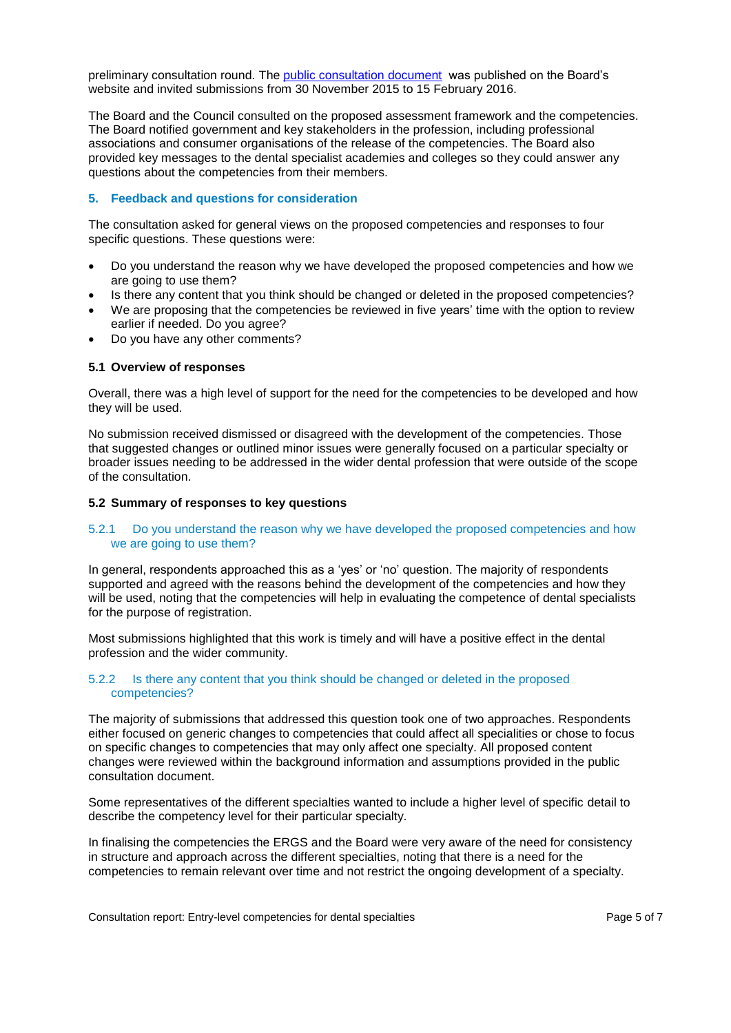preliminary consultation round. The [public consultation document](public consultation document) was published on the Board's website and invited submissions from 30 November 2015 to 15 February 2016.

The Board and the Council consulted on the proposed assessment framework and the competencies. The Board notified government and key stakeholders in the profession, including professional associations and consumer organisations of the release of the competencies. The Board also provided key messages to the dental specialist academies and colleges so they could answer any questions about the competencies from their members.

## 5. Feedback and questions for consideration

The consultation asked for general views on the proposed competencies and responses to four specific questions. These questions were:

- Do you understand the reason why we have developed the proposed competencies and how we are going to use them?
- Is there any content that you think should be changed or deleted in the proposed competencies?
- We are proposing that the competencies be reviewed in five years' time with the option to review earlier if needed. Do you agree?
- Do you have any other comments?

### 5.1 Overview of responses

Overall, there was a high level of support for the need for the competencies to be developed and how they will be used.

No submission received dismissed or disagreed with the development of the competencies. Those that suggested changes or outlined minor issues were generally focused on a particular specialty or broader issues needing to be addressed in the wider dental profession that were outside of the scope of the consultation.

### 5.2 Summary of responses to key questions

#### 5.2.1 Do you understand the reason why we have developed the proposed competencies and how we are going to use them?

In general, respondents approached this as a 'yes' or 'no' question. The majority of respondents supported and agreed with the reasons behind the development of the competencies and how they will be used, noting that the competencies will help in evaluating the competence of dental specialists for the purpose of registration.

Most submissions highlighted that this work is timely and will have a positive effect in the dental profession and the wider community.

#### 5.2.2 Is there any content that you think should be changed or deleted in the proposed competencies?

The majority of submissions that addressed this question took one of two approaches. Respondents either focused on generic changes to competencies that could affect all specialities or chose to focus on specific changes to competencies that may only affect one specialty. All proposed content changes were reviewed within the background information and assumptions provided in the public consultation document.

Some representatives of the different specialties wanted to include a higher level of specific detail to describe the competency level for their particular specialty.

In finalising the competencies the ERGS and the Board were very aware of the need for consistency in structure and approach across the different specialties, noting that there is a need for the competencies to remain relevant over time and not restrict the ongoing development of a specialty.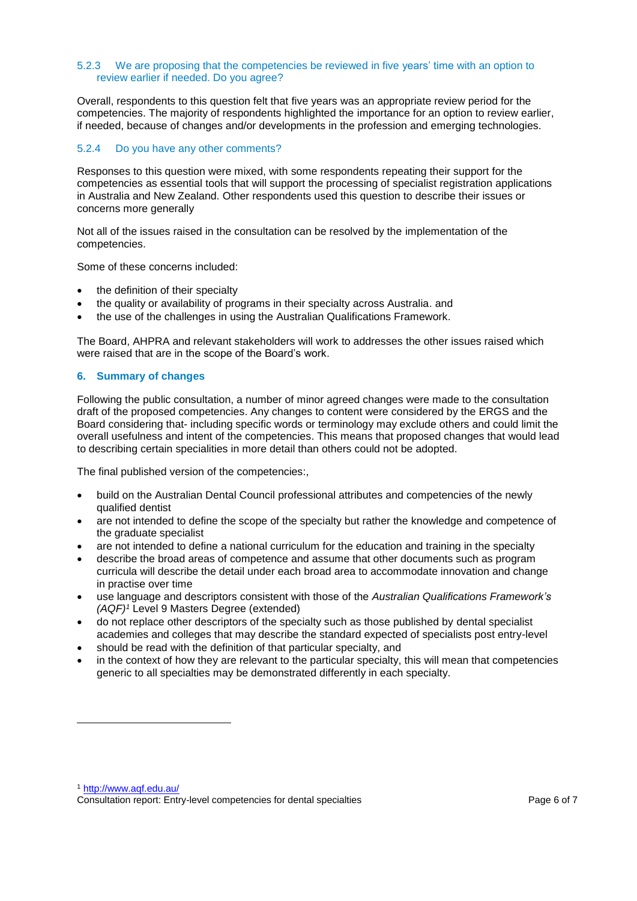### 5.2.3 We are proposing that the competencies be reviewed in five years' time with an option to review earlier if needed. Do you agree?

Overall, respondents to this question felt that five years was an appropriate review period for the competencies. The majority of respondents highlighted the importance for an option to review earlier, if needed, because of changes and/or developments in the profession and emerging technologies.

### 5.2.4 Do you have any other comments?

Responses to this question were mixed, with some respondents repeating their support for the competencies as essential tools that will support the processing of specialist registration applications in Australia and New Zealand. Other respondents used this question to describe their issues or concerns more generally

Not all of the issues raised in the consultation can be resolved by the implementation of the competencies.

Some of these concerns included:

- the definition of their specialty
- the quality or availability of programs in their specialty across Australia. and
- the use of the challenges in using the Australian Qualifications Framework.

The Board, AHPRA and relevant stakeholders will work to addresses the other issues raised which were raised that are in the scope of the Board's work.

## 6. Summary of changes

Following the public consultation, a number of minor agreed changes were made to the consultation draft of the proposed competencies. Any changes to content were considered by the ERGS and the Board considering that- including specific words or terminology may exclude others and could limit the overall usefulness and intent of the competencies. This means that proposed changes that would lead to describing certain specialities in more detail than others could not be adopted.

The final published version of the competencies:,

- build on the Australian Dental Council professional attributes and competencies of the newly qualified dentist
- are not intended to define the scope of the specialty but rather the knowledge and competence of the graduate specialist
- are not intended to define a national curriculum for the education and training in the specialty
- describe the broad areas of competence and assume that other documents such as program curricula will describe the detail under each broad area to accommodate innovation and change in practise over time
- use language and descriptors consistent with those of the *Australian Qualifications Framework's (AQF)*[1] Level 9 Masters Degree (extended)
- do not replace other descriptors of the specialty such as those published by dental specialist academies and colleges that may describe the standard expected of specialists post entry-level
- should be read with the definition of that particular specialty, and
- in the context of how they are relevant to the particular specialty, this will mean that competencies generic to all specialties may be demonstrated differently in each specialty.

[1] http://www.aqf.edu.au/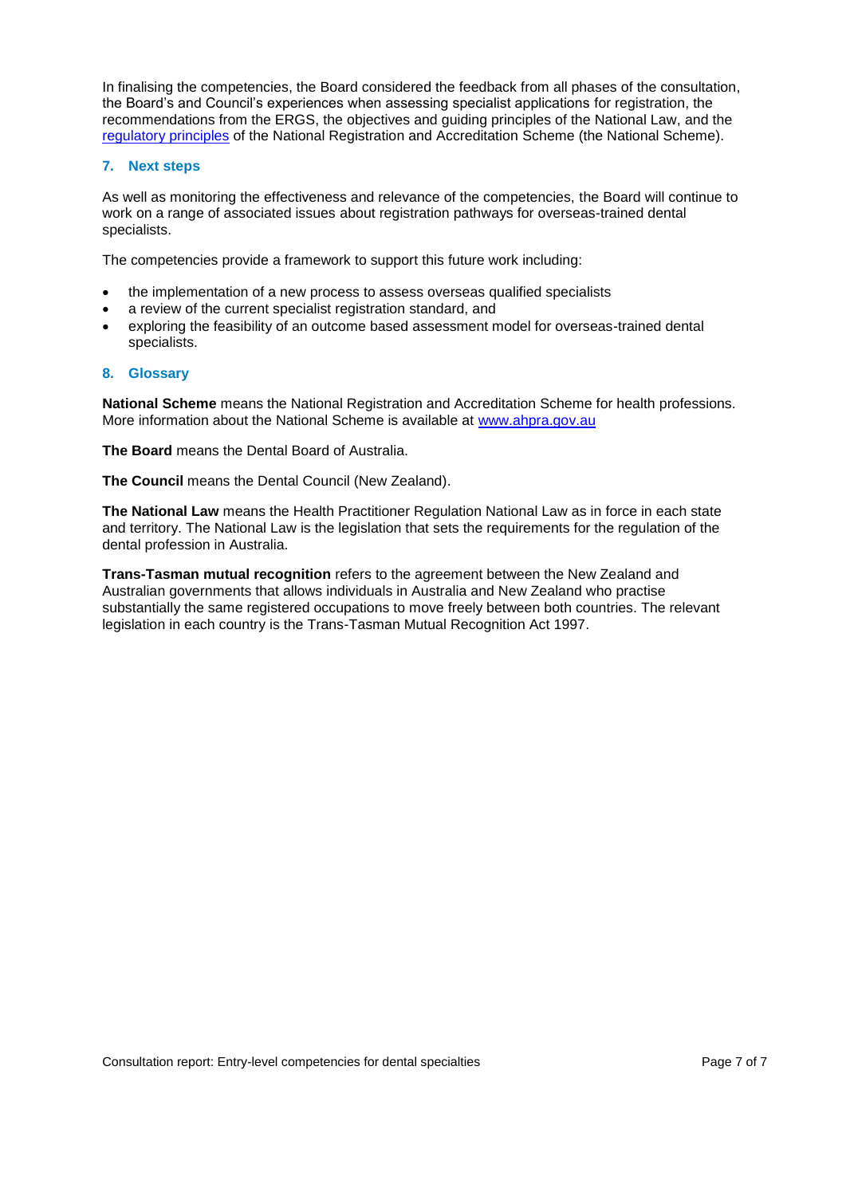In finalising the competencies, the Board considered the feedback from all phases of the consultation, the Board's and Council's experiences when assessing specialist applications for registration, the recommendations from the ERGS, the objectives and guiding principles of the National Law, and the [regulatory principles](regulatory principles) of the National Registration and Accreditation Scheme (the National Scheme).

## 7. Next steps

As well as monitoring the effectiveness and relevance of the competencies, the Board will continue to work on a range of associated issues about registration pathways for overseas-trained dental specialists.

The competencies provide a framework to support this future work including:

- the implementation of a new process to assess overseas qualified specialists
- a review of the current specialist registration standard, and
- exploring the feasibility of an outcome based assessment model for overseas-trained dental specialists.

## 8. Glossary

**National Scheme** means the National Registration and Accreditation Scheme for health professions. More information about the National Scheme is available at [www.ahpra.gov.au](www.ahpra.gov.au)

**The Board** means the Dental Board of Australia.

**The Council** means the Dental Council (New Zealand).

**The National Law** means the Health Practitioner Regulation National Law as in force in each state and territory. The National Law is the legislation that sets the requirements for the regulation of the dental profession in Australia.

**Trans-Tasman mutual recognition** refers to the agreement between the New Zealand and Australian governments that allows individuals in Australia and New Zealand who practise substantially the same registered occupations to move freely between both countries. The relevant legislation in each country is the Trans-Tasman Mutual Recognition Act 1997.